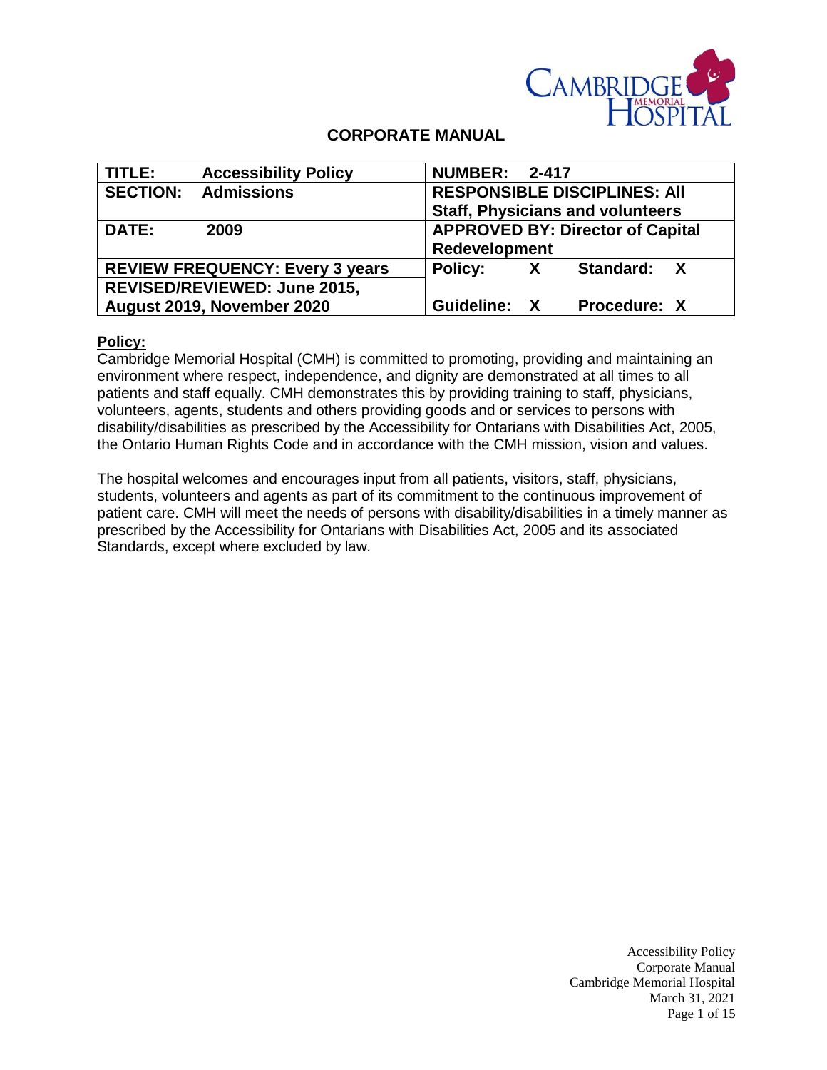# CORPORATE MANUAL

| TITLE: Accessibility Policy | NUMBER: 2-417 |
|---|---|
| SECTION: Admissions | RESPONSIBLE DISCIPLINES: All Staff, Physicians and volunteers |
| DATE: 2009 | APPROVED BY: Director of Capital Redevelopment |
| REVIEW FREQUENCY: Every 3 years | Policy: X Standard: X |
| REVISED/REVIEWED: June 2015, August 2019, November 2020 | Guideline: X Procedure: X |

**Policy:**

Cambridge Memorial Hospital (CMH) is committed to promoting, providing and maintaining an environment where respect, independence, and dignity are demonstrated at all times to all patients and staff equally. CMH demonstrates this by providing training to staff, physicians, volunteers, agents, students and others providing goods and or services to persons with disability/disabilities as prescribed by the Accessibility for Ontarians with Disabilities Act, 2005, the Ontario Human Rights Code and in accordance with the CMH mission, vision and values.

The hospital welcomes and encourages input from all patients, visitors, staff, physicians, students, volunteers and agents as part of its commitment to the continuous improvement of patient care. CMH will meet the needs of persons with disability/disabilities in a timely manner as prescribed by the Accessibility for Ontarians with Disabilities Act, 2005 and its associated Standards, except where excluded by law.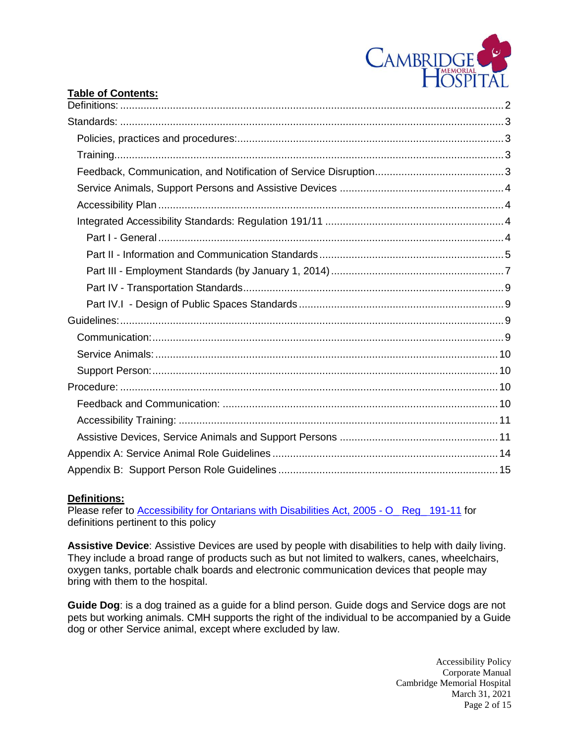**Table of Contents:**

- Definitions: 2
- Standards: 3
  - Policies, practices and procedures: 3
  - Training 3
  - Feedback, Communication, and Notification of Service Disruption 3
  - Service Animals, Support Persons and Assistive Devices 4
  - Accessibility Plan 4
  - Integrated Accessibility Standards: Regulation 191/11 4
    - Part I - General 4
    - Part II - Information and Communication Standards 5
    - Part III - Employment Standards (by January 1, 2014) 7
    - Part IV - Transportation Standards 9
    - Part IV.I - Design of Public Spaces Standards 9
- Guidelines: 9
  - Communication: 9
  - Service Animals: 10
  - Support Person: 10
- Procedure: 10
  - Feedback and Communication: 10
  - Accessibility Training: 11
  - Assistive Devices, Service Animals and Support Persons 11
- Appendix A: Service Animal Role Guidelines 14
- Appendix B: Support Person Role Guidelines 15

## Definitions:

Please refer to Accessibility for Ontarians with Disabilities Act, 2005 - O_ Reg _ 191-11 for definitions pertinent to this policy

**Assistive Device**: Assistive Devices are used by people with disabilities to help with daily living. They include a broad range of products such as but not limited to walkers, canes, wheelchairs, oxygen tanks, portable chalk boards and electronic communication devices that people may bring with them to the hospital.

**Guide Dog**: is a dog trained as a guide for a blind person. Guide dogs and Service dogs are not pets but working animals. CMH supports the right of the individual to be accompanied by a Guide dog or other Service animal, except where excluded by law.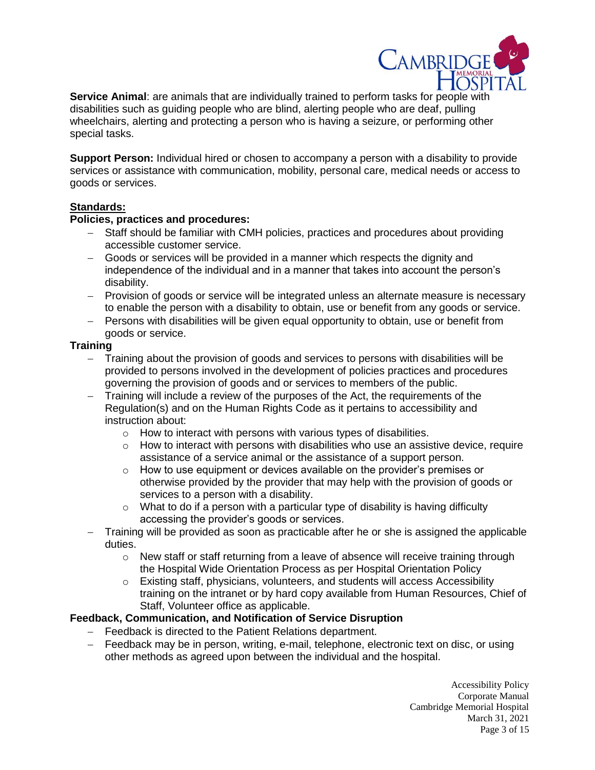**Service Animal**: are animals that are individually trained to perform tasks for people with disabilities such as guiding people who are blind, alerting people who are deaf, pulling wheelchairs, alerting and protecting a person who is having a seizure, or performing other special tasks.

**Support Person:** Individual hired or chosen to accompany a person with a disability to provide services or assistance with communication, mobility, personal care, medical needs or access to goods or services.

## Standards:

### Policies, practices and procedures:

- Staff should be familiar with CMH policies, practices and procedures about providing accessible customer service.
- Goods or services will be provided in a manner which respects the dignity and independence of the individual and in a manner that takes into account the person's disability.
- Provision of goods or service will be integrated unless an alternate measure is necessary to enable the person with a disability to obtain, use or benefit from any goods or service.
- Persons with disabilities will be given equal opportunity to obtain, use or benefit from goods or service.

### Training

- Training about the provision of goods and services to persons with disabilities will be provided to persons involved in the development of policies practices and procedures governing the provision of goods and or services to members of the public.
- Training will include a review of the purposes of the Act, the requirements of the Regulation(s) and on the Human Rights Code as it pertains to accessibility and instruction about:
  - How to interact with persons with various types of disabilities.
  - How to interact with persons with disabilities who use an assistive device, require assistance of a service animal or the assistance of a support person.
  - How to use equipment or devices available on the provider's premises or otherwise provided by the provider that may help with the provision of goods or services to a person with a disability.
  - What to do if a person with a particular type of disability is having difficulty accessing the provider's goods or services.
- Training will be provided as soon as practicable after he or she is assigned the applicable duties.
  - New staff or staff returning from a leave of absence will receive training through the Hospital Wide Orientation Process as per Hospital Orientation Policy
  - Existing staff, physicians, volunteers, and students will access Accessibility training on the intranet or by hard copy available from Human Resources, Chief of Staff, Volunteer office as applicable.

### Feedback, Communication, and Notification of Service Disruption

- Feedback is directed to the Patient Relations department.
- Feedback may be in person, writing, e-mail, telephone, electronic text on disc, or using other methods as agreed upon between the individual and the hospital.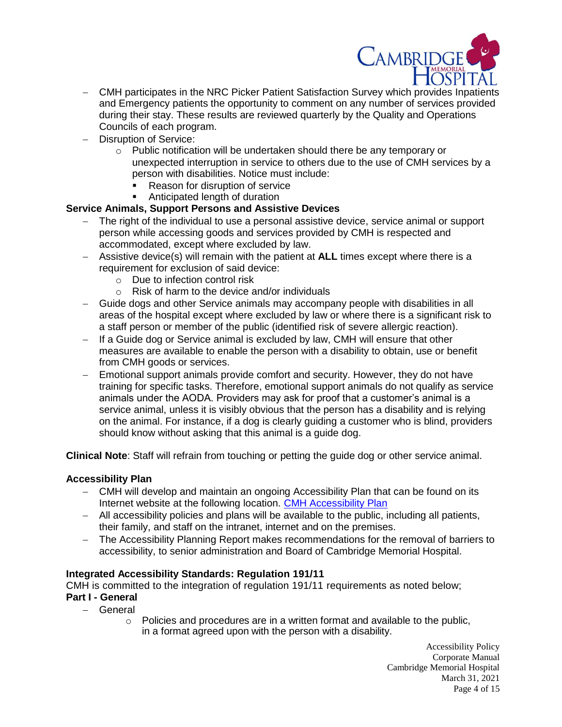- CMH participates in the NRC Picker Patient Satisfaction Survey which provides Inpatients and Emergency patients the opportunity to comment on any number of services provided during their stay. These results are reviewed quarterly by the Quality and Operations Councils of each program.
- Disruption of Service:
  - Public notification will be undertaken should there be any temporary or unexpected interruption in service to others due to the use of CMH services by a person with disabilities. Notice must include:
    - Reason for disruption of service
    - Anticipated length of duration

**Service Animals, Support Persons and Assistive Devices**

- The right of the individual to use a personal assistive device, service animal or support person while accessing goods and services provided by CMH is respected and accommodated, except where excluded by law.
- Assistive device(s) will remain with the patient at **ALL** times except where there is a requirement for exclusion of said device:
  - Due to infection control risk
  - Risk of harm to the device and/or individuals
- Guide dogs and other Service animals may accompany people with disabilities in all areas of the hospital except where excluded by law or where there is a significant risk to a staff person or member of the public (identified risk of severe allergic reaction).
- If a Guide dog or Service animal is excluded by law, CMH will ensure that other measures are available to enable the person with a disability to obtain, use or benefit from CMH goods or services.
- Emotional support animals provide comfort and security. However, they do not have training for specific tasks. Therefore, emotional support animals do not qualify as service animals under the AODA. Providers may ask for proof that a customer's animal is a service animal, unless it is visibly obvious that the person has a disability and is relying on the animal. For instance, if a dog is clearly guiding a customer who is blind, providers should know without asking that this animal is a guide dog.

**Clinical Note**: Staff will refrain from touching or petting the guide dog or other service animal.

**Accessibility Plan**

- CMH will develop and maintain an ongoing Accessibility Plan that can be found on its Internet website at the following location. CMH Accessibility Plan
- All accessibility policies and plans will be available to the public, including all patients, their family, and staff on the intranet, internet and on the premises.
- The Accessibility Planning Report makes recommendations for the removal of barriers to accessibility, to senior administration and Board of Cambridge Memorial Hospital.

**Integrated Accessibility Standards: Regulation 191/11**

CMH is committed to the integration of regulation 191/11 requirements as noted below;

**Part I - General**

- General
  - Policies and procedures are in a written format and available to the public, in a format agreed upon with the person with a disability.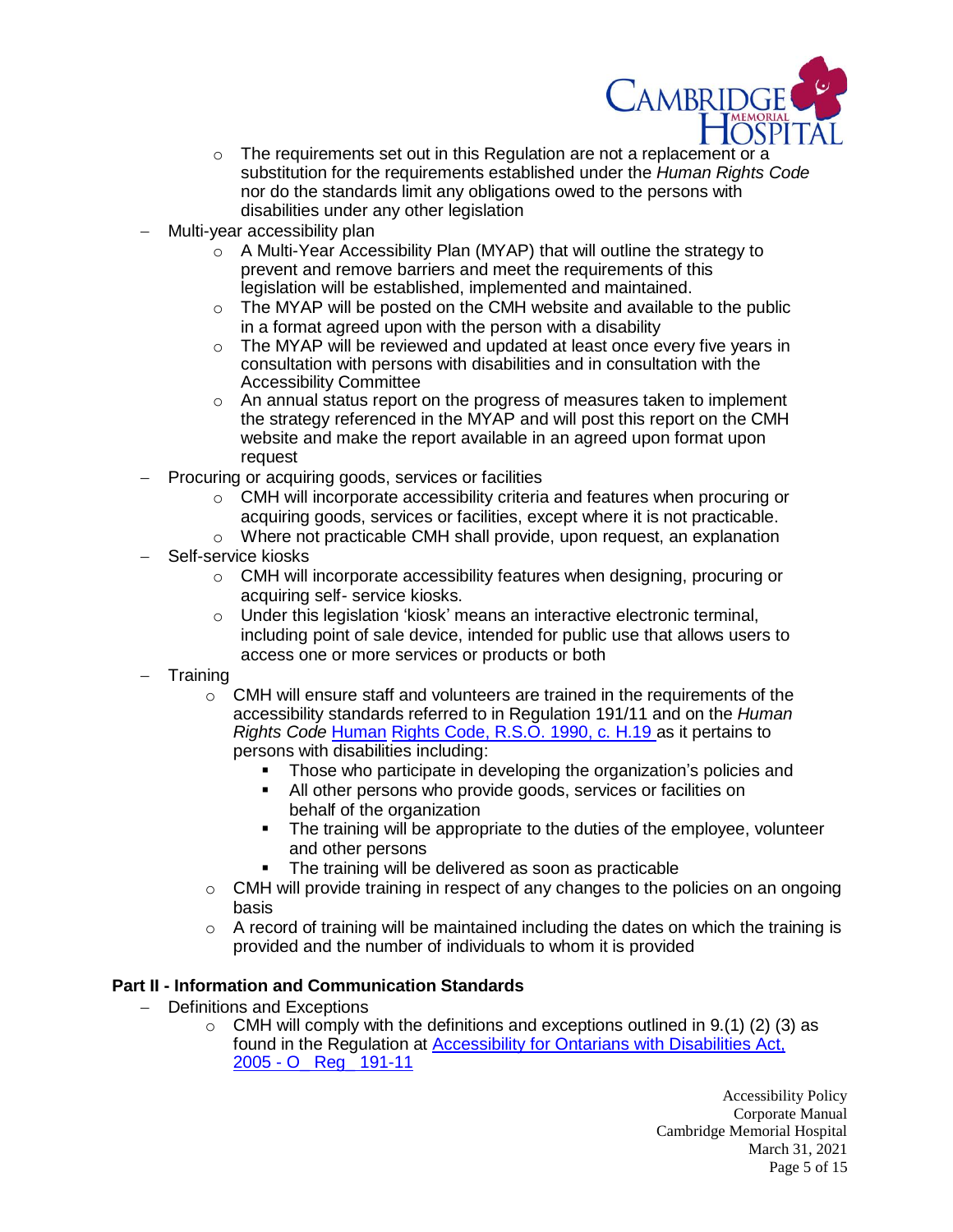- The requirements set out in this Regulation are not a replacement or a substitution for the requirements established under the *Human Rights Code* nor do the standards limit any obligations owed to the persons with disabilities under any other legislation
- Multi-year accessibility plan
  - A Multi-Year Accessibility Plan (MYAP) that will outline the strategy to prevent and remove barriers and meet the requirements of this legislation will be established, implemented and maintained.
  - The MYAP will be posted on the CMH website and available to the public in a format agreed upon with the person with a disability
  - The MYAP will be reviewed and updated at least once every five years in consultation with persons with disabilities and in consultation with the Accessibility Committee
  - An annual status report on the progress of measures taken to implement the strategy referenced in the MYAP and will post this report on the CMH website and make the report available in an agreed upon format upon request
- Procuring or acquiring goods, services or facilities
  - CMH will incorporate accessibility criteria and features when procuring or acquiring goods, services or facilities, except where it is not practicable.
  - Where not practicable CMH shall provide, upon request, an explanation
- Self-service kiosks
  - CMH will incorporate accessibility features when designing, procuring or acquiring self- service kiosks.
  - Under this legislation 'kiosk' means an interactive electronic terminal, including point of sale device, intended for public use that allows users to access one or more services or products or both
- Training
  - CMH will ensure staff and volunteers are trained in the requirements of the accessibility standards referred to in Regulation 191/11 and on the *Human Rights Code* [Human Rights Code, R.S.O. 1990, c. H.19](Human Rights Code, R.S.O. 1990, c. H.19) as it pertains to persons with disabilities including:
    - Those who participate in developing the organization's policies and
    - All other persons who provide goods, services or facilities on behalf of the organization
    - The training will be appropriate to the duties of the employee, volunteer and other persons
    - The training will be delivered as soon as practicable
  - CMH will provide training in respect of any changes to the policies on an ongoing basis
  - A record of training will be maintained including the dates on which the training is provided and the number of individuals to whom it is provided

**Part II - Information and Communication Standards**

- Definitions and Exceptions
  - CMH will comply with the definitions and exceptions outlined in 9.(1) (2) (3) as found in the Regulation at Accessibility for Ontarians with Disabilities Act, 2005 - O_ Reg_ 191-11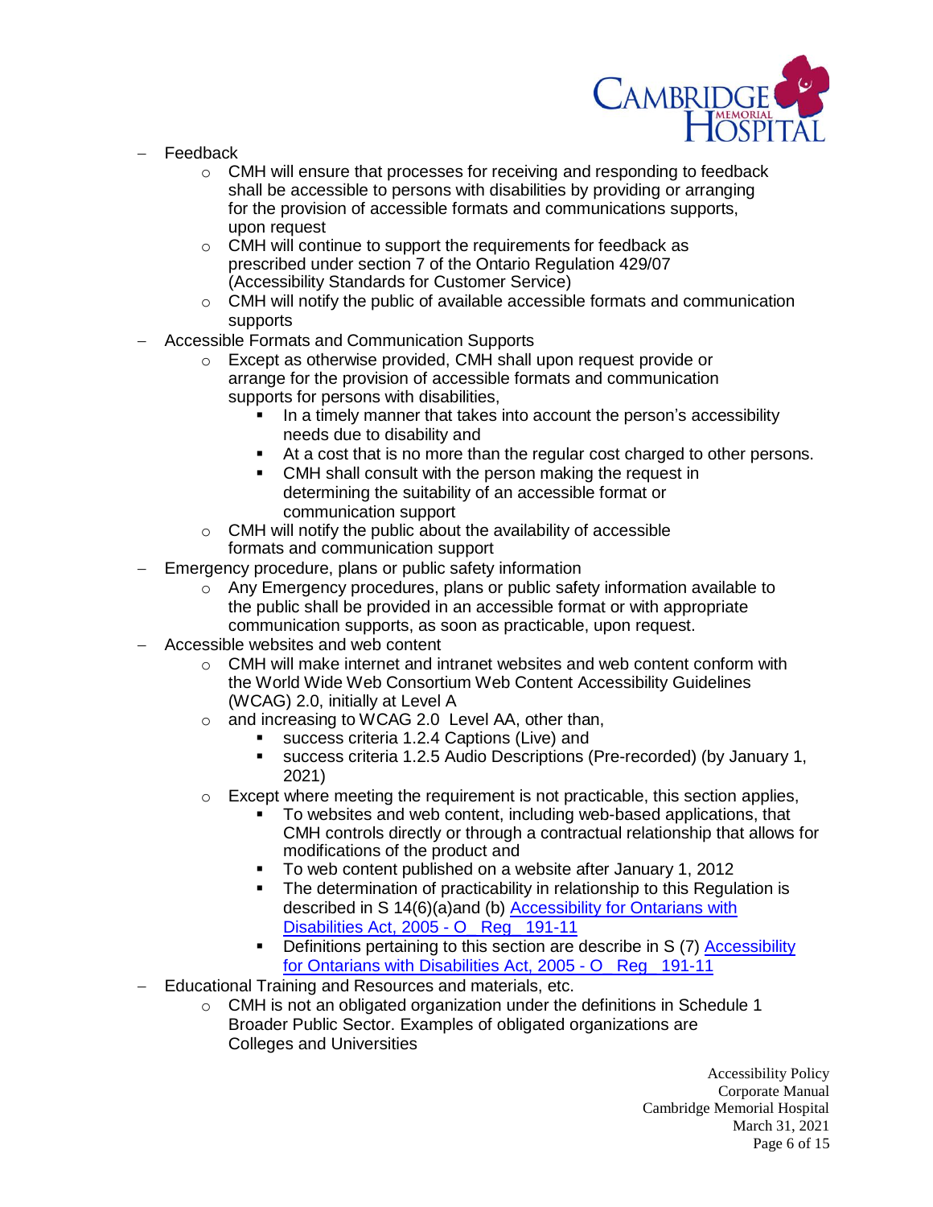- Feedback
  - CMH will ensure that processes for receiving and responding to feedback shall be accessible to persons with disabilities by providing or arranging for the provision of accessible formats and communications supports, upon request
  - CMH will continue to support the requirements for feedback as prescribed under section 7 of the Ontario Regulation 429/07 (Accessibility Standards for Customer Service)
  - CMH will notify the public of available accessible formats and communication supports
- Accessible Formats and Communication Supports
  - Except as otherwise provided, CMH shall upon request provide or arrange for the provision of accessible formats and communication supports for persons with disabilities,
    - In a timely manner that takes into account the person's accessibility needs due to disability and
    - At a cost that is no more than the regular cost charged to other persons.
    - CMH shall consult with the person making the request in determining the suitability of an accessible format or communication support
  - CMH will notify the public about the availability of accessible formats and communication support
- Emergency procedure, plans or public safety information
  - Any Emergency procedures, plans or public safety information available to the public shall be provided in an accessible format or with appropriate communication supports, as soon as practicable, upon request.
- Accessible websites and web content
  - CMH will make internet and intranet websites and web content conform with the World Wide Web Consortium Web Content Accessibility Guidelines (WCAG) 2.0, initially at Level A
  - and increasing to WCAG 2.0 Level AA, other than,
    - success criteria 1.2.4 Captions (Live) and
    - success criteria 1.2.5 Audio Descriptions (Pre-recorded) (by January 1, 2021)
  - Except where meeting the requirement is not practicable, this section applies,
    - To websites and web content, including web-based applications, that CMH controls directly or through a contractual relationship that allows for modifications of the product and
    - To web content published on a website after January 1, 2012
    - The determination of practicability in relationship to this Regulation is described in S 14(6)(a)and (b) Accessibility for Ontarians with Disabilities Act, 2005 - O Reg 191-11
    - Definitions pertaining to this section are describe in S (7) Accessibility for Ontarians with Disabilities Act, 2005 - O Reg 191-11
- Educational Training and Resources and materials, etc.
  - CMH is not an obligated organization under the definitions in Schedule 1 Broader Public Sector. Examples of obligated organizations are Colleges and Universities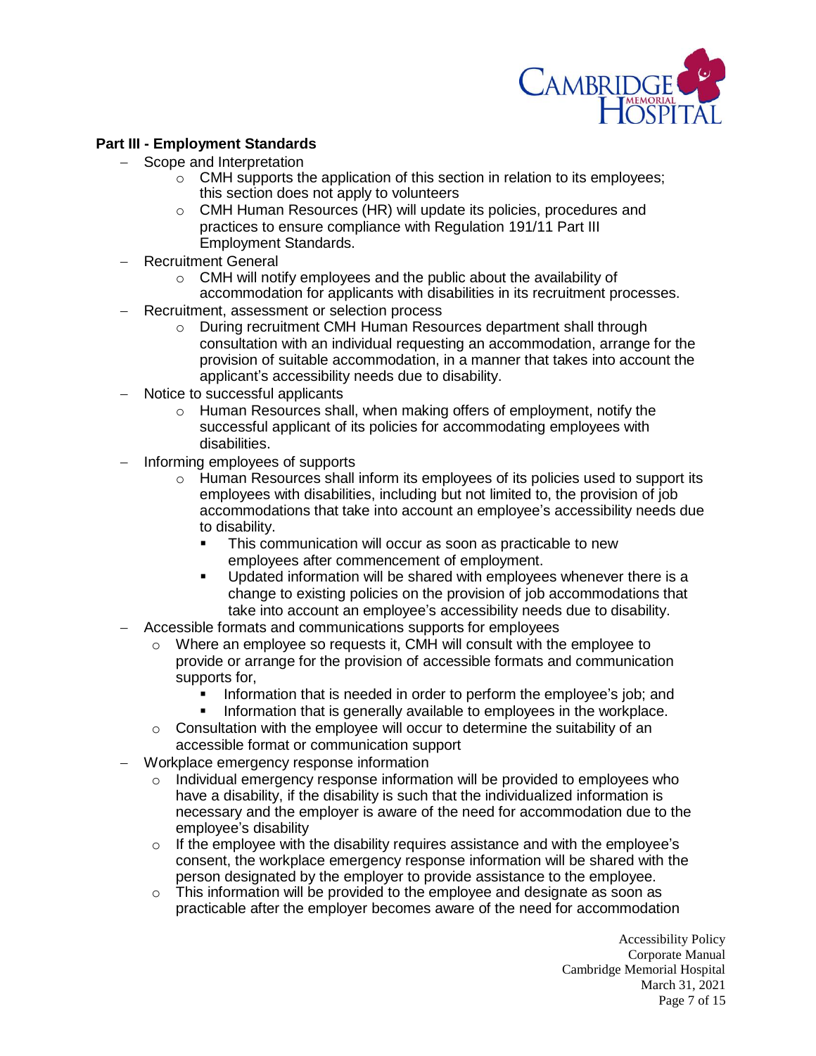**Part III - Employment Standards**

- Scope and Interpretation
  - CMH supports the application of this section in relation to its employees; this section does not apply to volunteers
  - CMH Human Resources (HR) will update its policies, procedures and practices to ensure compliance with Regulation 191/11 Part III Employment Standards.
- Recruitment General
  - CMH will notify employees and the public about the availability of accommodation for applicants with disabilities in its recruitment processes.
- Recruitment, assessment or selection process
  - During recruitment CMH Human Resources department shall through consultation with an individual requesting an accommodation, arrange for the provision of suitable accommodation, in a manner that takes into account the applicant's accessibility needs due to disability.
- Notice to successful applicants
  - Human Resources shall, when making offers of employment, notify the successful applicant of its policies for accommodating employees with disabilities.
- Informing employees of supports
  - Human Resources shall inform its employees of its policies used to support its employees with disabilities, including but not limited to, the provision of job accommodations that take into account an employee's accessibility needs due to disability.
    - This communication will occur as soon as practicable to new employees after commencement of employment.
    - Updated information will be shared with employees whenever there is a change to existing policies on the provision of job accommodations that take into account an employee's accessibility needs due to disability.
- Accessible formats and communications supports for employees
  - Where an employee so requests it, CMH will consult with the employee to provide or arrange for the provision of accessible formats and communication supports for,
    - Information that is needed in order to perform the employee's job; and
    - Information that is generally available to employees in the workplace.
  - Consultation with the employee will occur to determine the suitability of an accessible format or communication support
- Workplace emergency response information
  - Individual emergency response information will be provided to employees who have a disability, if the disability is such that the individualized information is necessary and the employer is aware of the need for accommodation due to the employee's disability
  - If the employee with the disability requires assistance and with the employee's consent, the workplace emergency response information will be shared with the person designated by the employer to provide assistance to the employee.
  - This information will be provided to the employee and designate as soon as practicable after the employer becomes aware of the need for accommodation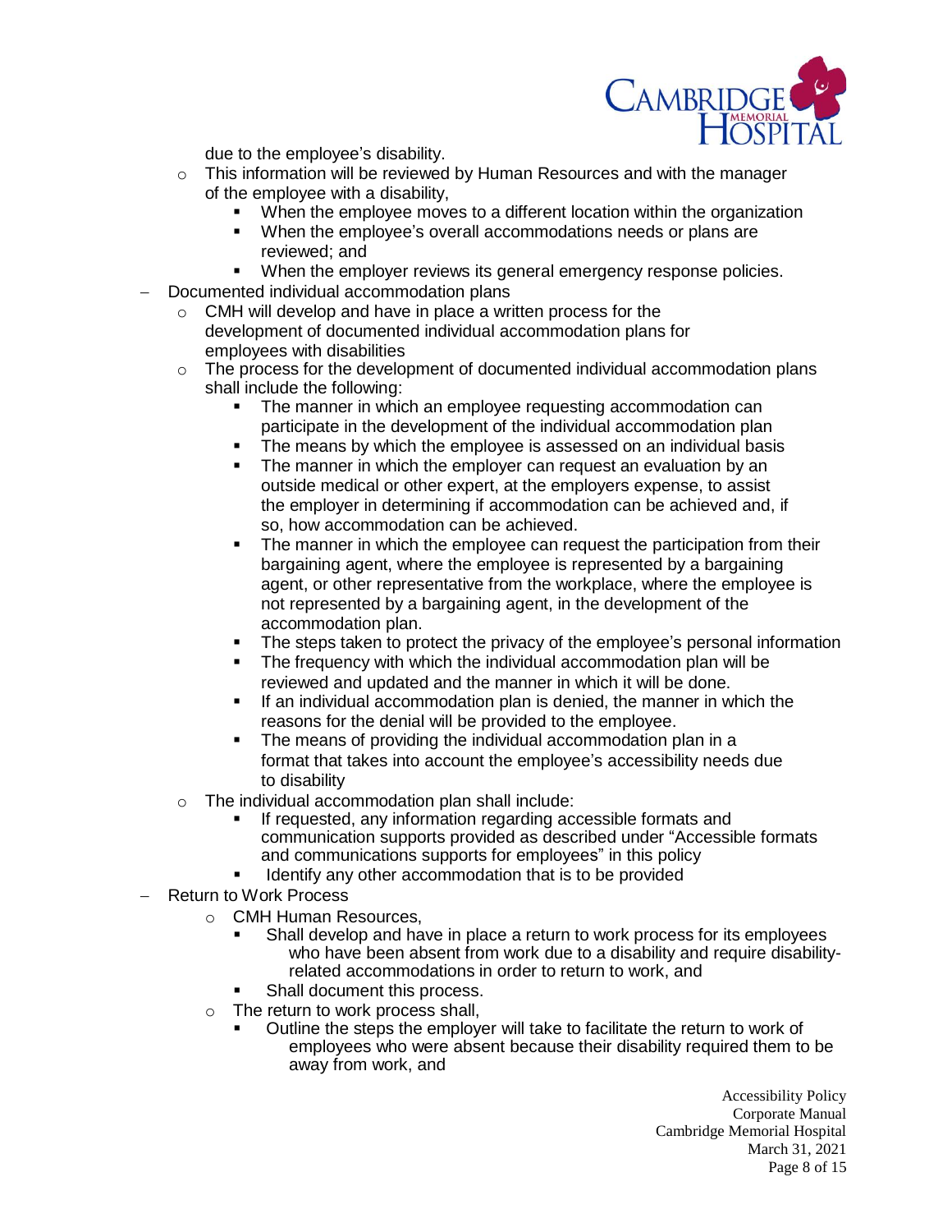due to the employee's disability.

- This information will be reviewed by Human Resources and with the manager of the employee with a disability,
  - When the employee moves to a different location within the organization
  - When the employee's overall accommodations needs or plans are reviewed; and
  - When the employer reviews its general emergency response policies.

- Documented individual accommodation plans
  - CMH will develop and have in place a written process for the development of documented individual accommodation plans for employees with disabilities
  - The process for the development of documented individual accommodation plans shall include the following:
    - The manner in which an employee requesting accommodation can participate in the development of the individual accommodation plan
    - The means by which the employee is assessed on an individual basis
    - The manner in which the employer can request an evaluation by an outside medical or other expert, at the employers expense, to assist the employer in determining if accommodation can be achieved and, if so, how accommodation can be achieved.
    - The manner in which the employee can request the participation from their bargaining agent, where the employee is represented by a bargaining agent, or other representative from the workplace, where the employee is not represented by a bargaining agent, in the development of the accommodation plan.
    - The steps taken to protect the privacy of the employee's personal information
    - The frequency with which the individual accommodation plan will be reviewed and updated and the manner in which it will be done.
    - If an individual accommodation plan is denied, the manner in which the reasons for the denial will be provided to the employee.
    - The means of providing the individual accommodation plan in a format that takes into account the employee's accessibility needs due to disability
  - The individual accommodation plan shall include:
    - If requested, any information regarding accessible formats and communication supports provided as described under "Accessible formats and communications supports for employees" in this policy
    - Identify any other accommodation that is to be provided

- Return to Work Process
  - CMH Human Resources,
    - Shall develop and have in place a return to work process for its employees who have been absent from work due to a disability and require disability-related accommodations in order to return to work, and
    - Shall document this process.
  - The return to work process shall,
    - Outline the steps the employer will take to facilitate the return to work of employees who were absent because their disability required them to be away from work, and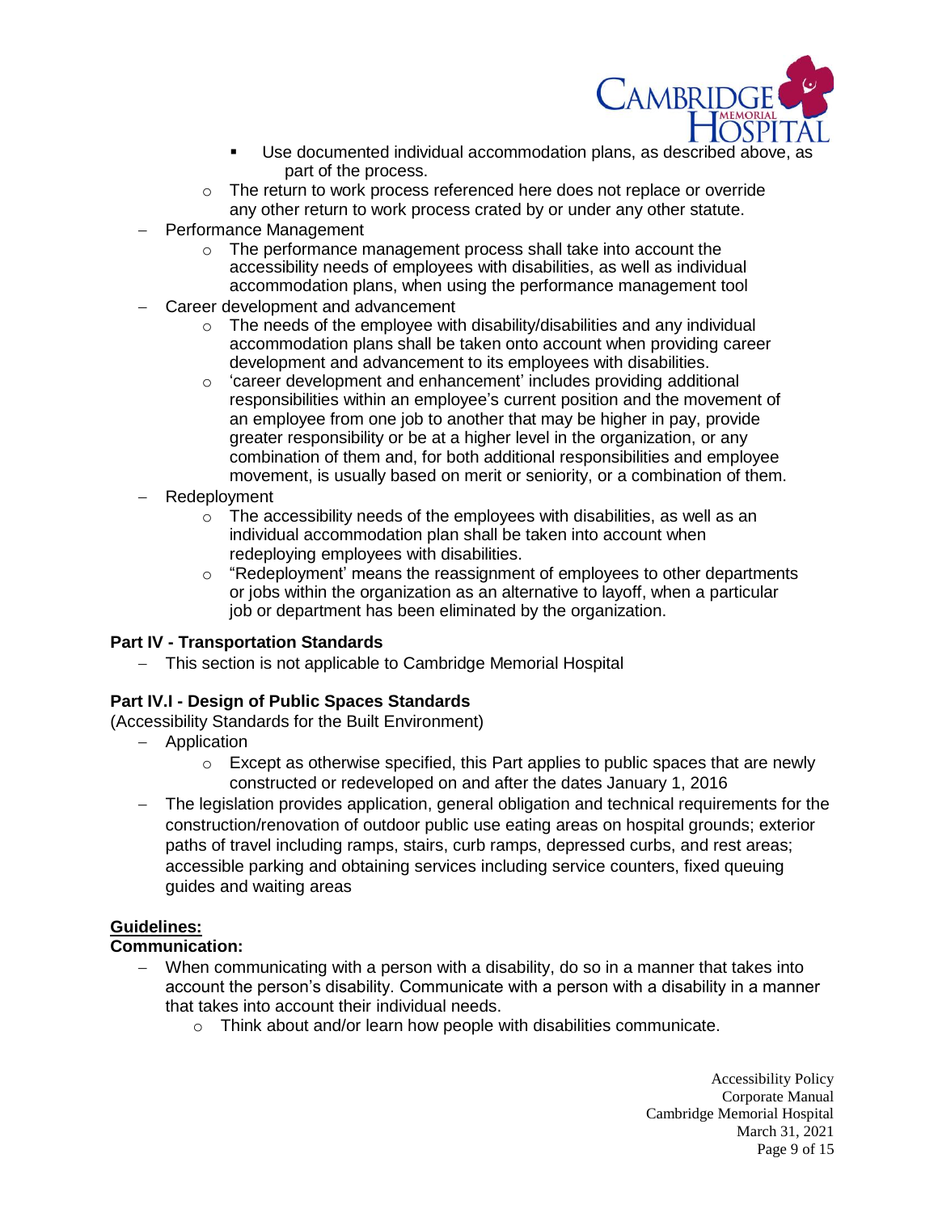- Use documented individual accommodation plans, as described above, as part of the process.
  - The return to work process referenced here does not replace or override any other return to work process crated by or under any other statute.
- Performance Management
  - The performance management process shall take into account the accessibility needs of employees with disabilities, as well as individual accommodation plans, when using the performance management tool
- Career development and advancement
  - The needs of the employee with disability/disabilities and any individual accommodation plans shall be taken onto account when providing career development and advancement to its employees with disabilities.
  - 'career development and enhancement' includes providing additional responsibilities within an employee's current position and the movement of an employee from one job to another that may be higher in pay, provide greater responsibility or be at a higher level in the organization, or any combination of them and, for both additional responsibilities and employee movement, is usually based on merit or seniority, or a combination of them.
- Redeployment
  - The accessibility needs of the employees with disabilities, as well as an individual accommodation plan shall be taken into account when redeploying employees with disabilities.
  - "Redeployment' means the reassignment of employees to other departments or jobs within the organization as an alternative to layoff, when a particular job or department has been eliminated by the organization.

**Part IV - Transportation Standards**

- This section is not applicable to Cambridge Memorial Hospital

**Part IV.I - Design of Public Spaces Standards**

(Accessibility Standards for the Built Environment)

- Application
  - Except as otherwise specified, this Part applies to public spaces that are newly constructed or redeveloped on and after the dates January 1, 2016
- The legislation provides application, general obligation and technical requirements for the construction/renovation of outdoor public use eating areas on hospital grounds; exterior paths of travel including ramps, stairs, curb ramps, depressed curbs, and rest areas; accessible parking and obtaining services including service counters, fixed queuing guides and waiting areas

**<u>Guidelines:</u>**

**Communication:**

- When communicating with a person with a disability, do so in a manner that takes into account the person's disability. Communicate with a person with a disability in a manner that takes into account their individual needs.
  - Think about and/or learn how people with disabilities communicate.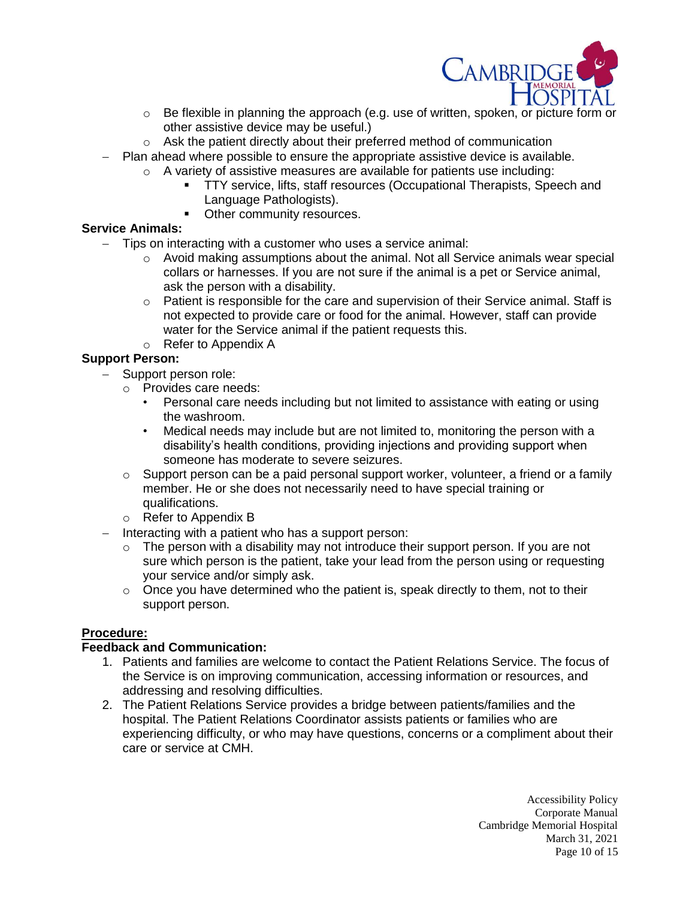- Be flexible in planning the approach (e.g. use of written, spoken, or picture form or other assistive device may be useful.)
  - Ask the patient directly about their preferred method of communication
- Plan ahead where possible to ensure the appropriate assistive device is available.
  - A variety of assistive measures are available for patients use including:
    - TTY service, lifts, staff resources (Occupational Therapists, Speech and Language Pathologists).
    - Other community resources.

**Service Animals:**

- Tips on interacting with a customer who uses a service animal:
  - Avoid making assumptions about the animal. Not all Service animals wear special collars or harnesses. If you are not sure if the animal is a pet or Service animal, ask the person with a disability.
  - Patient is responsible for the care and supervision of their Service animal. Staff is not expected to provide care or food for the animal. However, staff can provide water for the Service animal if the patient requests this.
  - Refer to Appendix A

**Support Person:**

- Support person role:
  - Provides care needs:
    - Personal care needs including but not limited to assistance with eating or using the washroom.
    - Medical needs may include but are not limited to, monitoring the person with a disability's health conditions, providing injections and providing support when someone has moderate to severe seizures.
  - Support person can be a paid personal support worker, volunteer, a friend or a family member. He or she does not necessarily need to have special training or qualifications.
  - Refer to Appendix B
- Interacting with a patient who has a support person:
  - The person with a disability may not introduce their support person. If you are not sure which person is the patient, take your lead from the person using or requesting your service and/or simply ask.
  - Once you have determined who the patient is, speak directly to them, not to their support person.

## Procedure:

**Feedback and Communication:**

1. Patients and families are welcome to contact the Patient Relations Service. The focus of the Service is on improving communication, accessing information or resources, and addressing and resolving difficulties.
2. The Patient Relations Service provides a bridge between patients/families and the hospital. The Patient Relations Coordinator assists patients or families who are experiencing difficulty, or who may have questions, concerns or a compliment about their care or service at CMH.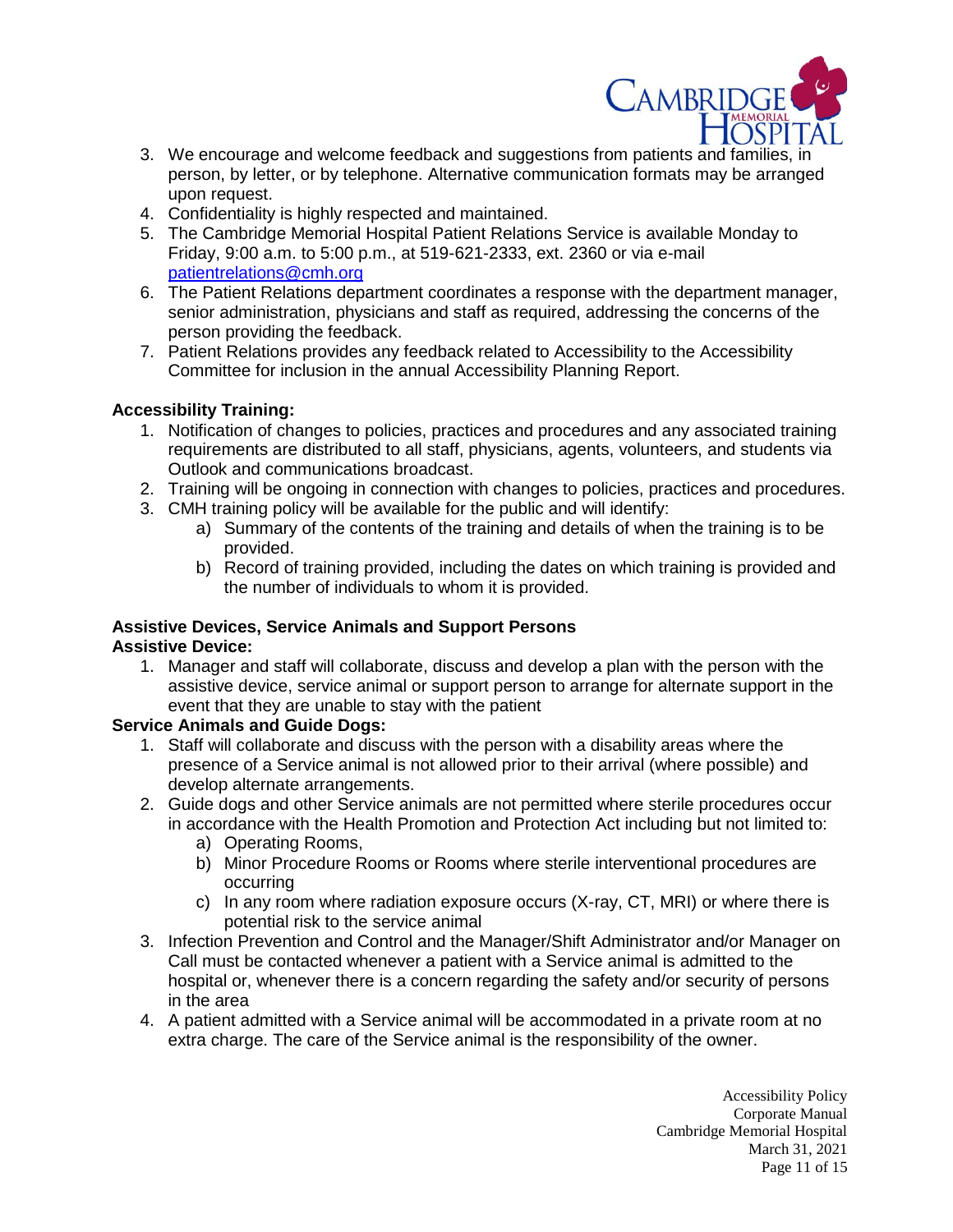3. We encourage and welcome feedback and suggestions from patients and families, in person, by letter, or by telephone. Alternative communication formats may be arranged upon request.
4. Confidentiality is highly respected and maintained.
5. The Cambridge Memorial Hospital Patient Relations Service is available Monday to Friday, 9:00 a.m. to 5:00 p.m., at 519-621-2333, ext. 2360 or via e-mail patientrelations@cmh.org
6. The Patient Relations department coordinates a response with the department manager, senior administration, physicians and staff as required, addressing the concerns of the person providing the feedback.
7. Patient Relations provides any feedback related to Accessibility to the Accessibility Committee for inclusion in the annual Accessibility Planning Report.

**Accessibility Training:**

1. Notification of changes to policies, practices and procedures and any associated training requirements are distributed to all staff, physicians, agents, volunteers, and students via Outlook and communications broadcast.
2. Training will be ongoing in connection with changes to policies, practices and procedures.
3. CMH training policy will be available for the public and will identify:
   a) Summary of the contents of the training and details of when the training is to be provided.
   b) Record of training provided, including the dates on which training is provided and the number of individuals to whom it is provided.

**Assistive Devices, Service Animals and Support Persons**

**Assistive Device:**

1. Manager and staff will collaborate, discuss and develop a plan with the person with the assistive device, service animal or support person to arrange for alternate support in the event that they are unable to stay with the patient

**Service Animals and Guide Dogs:**

1. Staff will collaborate and discuss with the person with a disability areas where the presence of a Service animal is not allowed prior to their arrival (where possible) and develop alternate arrangements.
2. Guide dogs and other Service animals are not permitted where sterile procedures occur in accordance with the Health Promotion and Protection Act including but not limited to:
   a) Operating Rooms,
   b) Minor Procedure Rooms or Rooms where sterile interventional procedures are occurring
   c) In any room where radiation exposure occurs (X-ray, CT, MRI) or where there is potential risk to the service animal
3. Infection Prevention and Control and the Manager/Shift Administrator and/or Manager on Call must be contacted whenever a patient with a Service animal is admitted to the hospital or, whenever there is a concern regarding the safety and/or security of persons in the area
4. A patient admitted with a Service animal will be accommodated in a private room at no extra charge. The care of the Service animal is the responsibility of the owner.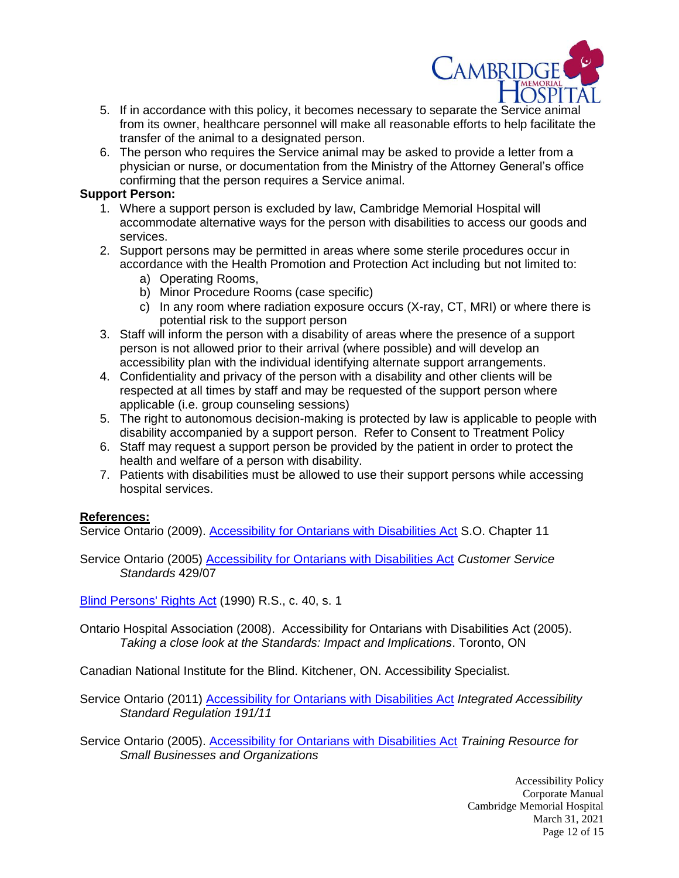5. If in accordance with this policy, it becomes necessary to separate the Service animal from its owner, healthcare personnel will make all reasonable efforts to help facilitate the transfer of the animal to a designated person.
6. The person who requires the Service animal may be asked to provide a letter from a physician or nurse, or documentation from the Ministry of the Attorney General's office confirming that the person requires a Service animal.

**Support Person:**

1. Where a support person is excluded by law, Cambridge Memorial Hospital will accommodate alternative ways for the person with disabilities to access our goods and services.
2. Support persons may be permitted in areas where some sterile procedures occur in accordance with the Health Promotion and Protection Act including but not limited to:
   a) Operating Rooms,
   b) Minor Procedure Rooms (case specific)
   c) In any room where radiation exposure occurs (X-ray, CT, MRI) or where there is potential risk to the support person
3. Staff will inform the person with a disability of areas where the presence of a support person is not allowed prior to their arrival (where possible) and will develop an accessibility plan with the individual identifying alternate support arrangements.
4. Confidentiality and privacy of the person with a disability and other clients will be respected at all times by staff and may be requested of the support person where applicable (i.e. group counseling sessions)
5. The right to autonomous decision-making is protected by law is applicable to people with disability accompanied by a support person. Refer to Consent to Treatment Policy
6. Staff may request a support person be provided by the patient in order to protect the health and welfare of a person with disability.
7. Patients with disabilities must be allowed to use their support persons while accessing hospital services.

**References:**

Service Ontario (2009). Accessibility for Ontarians with Disabilities Act S.O. Chapter 11

Service Ontario (2005) Accessibility for Ontarians with Disabilities Act *Customer Service Standards* 429/07

Blind Persons' Rights Act (1990) R.S., c. 40, s. 1

Ontario Hospital Association (2008). Accessibility for Ontarians with Disabilities Act (2005). *Taking a close look at the Standards: Impact and Implications*. Toronto, ON

Canadian National Institute for the Blind. Kitchener, ON. Accessibility Specialist.

Service Ontario (2011) Accessibility for Ontarians with Disabilities Act *Integrated Accessibility Standard Regulation 191/11*

Service Ontario (2005). Accessibility for Ontarians with Disabilities Act *Training Resource for Small Businesses and Organizations*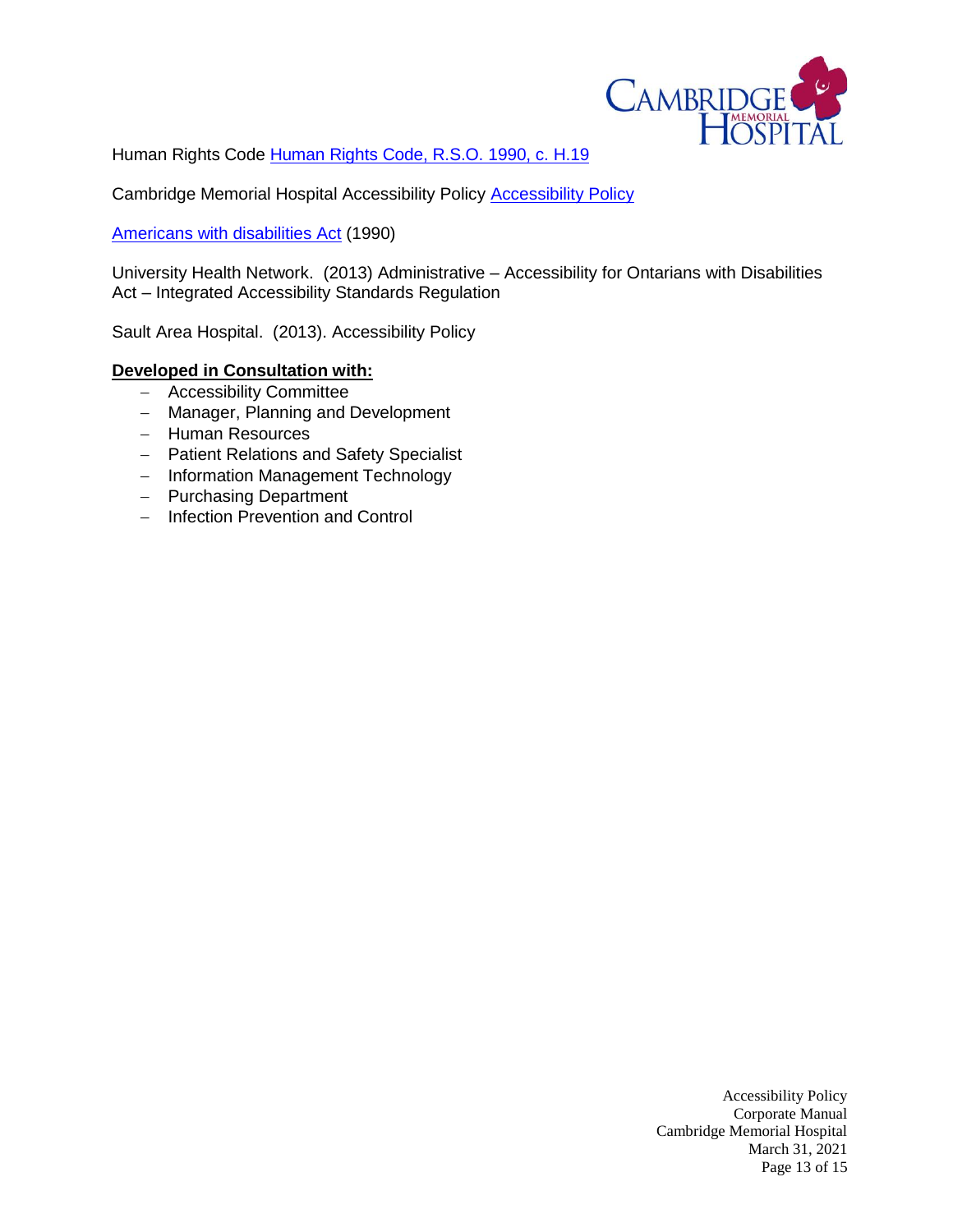Human Rights Code [Human Rights Code, R.S.O. 1990, c. H.19]

Cambridge Memorial Hospital Accessibility Policy [Accessibility Policy]

[Americans with disabilities Act] (1990)

University Health Network. (2013) Administrative – Accessibility for Ontarians with Disabilities Act – Integrated Accessibility Standards Regulation

Sault Area Hospital. (2013). Accessibility Policy

**Developed in Consultation with:**

- Accessibility Committee
- Manager, Planning and Development
- Human Resources
- Patient Relations and Safety Specialist
- Information Management Technology
- Purchasing Department
- Infection Prevention and Control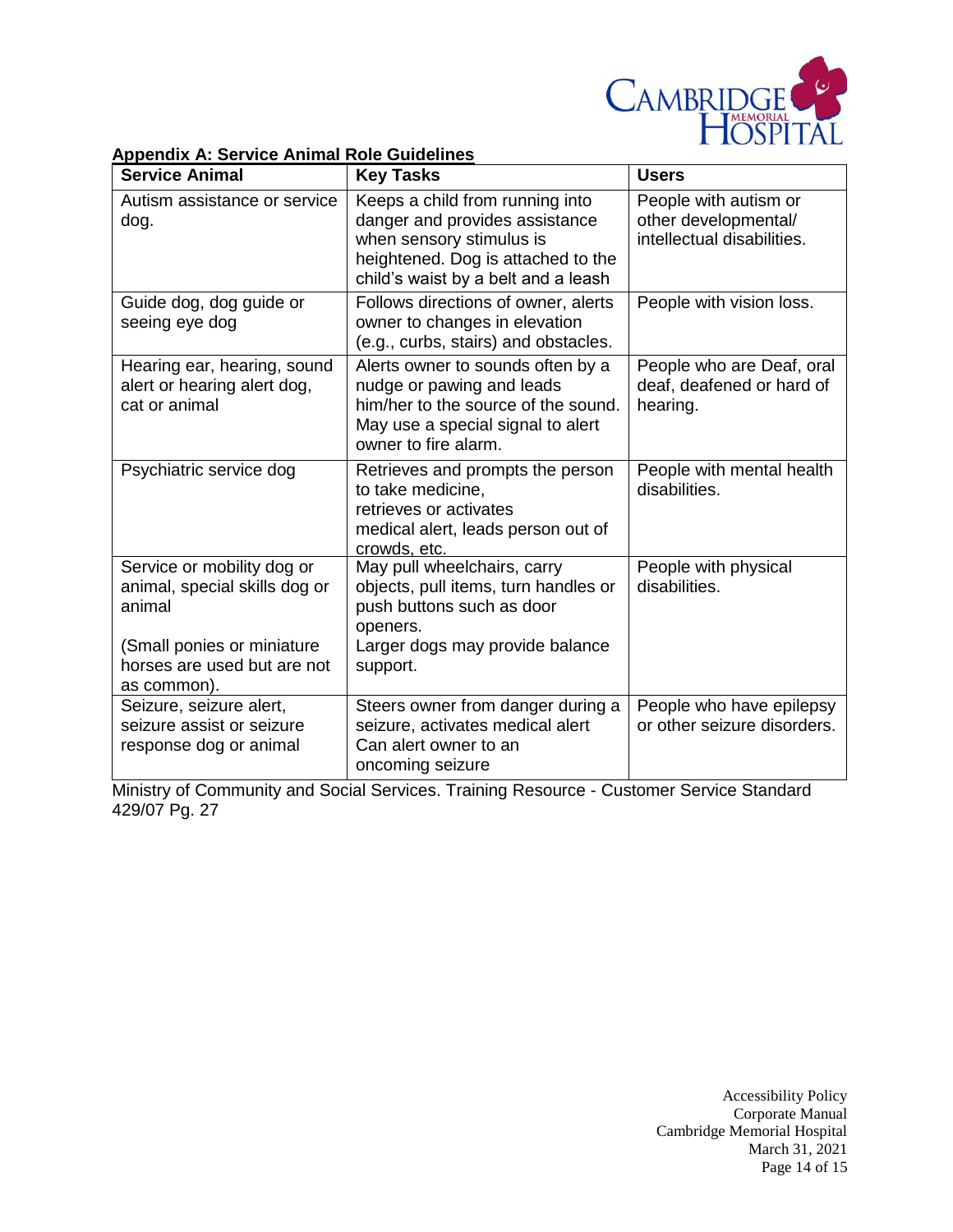**Appendix A: Service Animal Role Guidelines**

| Service Animal | Key Tasks | Users |
|---|---|---|
| Autism assistance or service dog. | Keeps a child from running into danger and provides assistance when sensory stimulus is heightened. Dog is attached to the child's waist by a belt and a leash | People with autism or other developmental/ intellectual disabilities. |
| Guide dog, dog guide or seeing eye dog | Follows directions of owner, alerts owner to changes in elevation (e.g., curbs, stairs) and obstacles. | People with vision loss. |
| Hearing ear, hearing, sound alert or hearing alert dog, cat or animal | Alerts owner to sounds often by a nudge or pawing and leads him/her to the source of the sound. May use a special signal to alert owner to fire alarm. | People who are Deaf, oral deaf, deafened or hard of hearing. |
| Psychiatric service dog | Retrieves and prompts the person to take medicine, retrieves or activates medical alert, leads person out of crowds, etc. | People with mental health disabilities. |
| Service or mobility dog or animal, special skills dog or animal<br><br>(Small ponies or miniature horses are used but are not as common). | May pull wheelchairs, carry objects, pull items, turn handles or push buttons such as door openers.<br>Larger dogs may provide balance support. | People with physical disabilities. |
| Seizure, seizure alert, seizure assist or seizure response dog or animal | Steers owner from danger during a seizure, activates medical alert Can alert owner to an oncoming seizure | People who have epilepsy or other seizure disorders. |

Ministry of Community and Social Services. Training Resource - Customer Service Standard 429/07 Pg. 27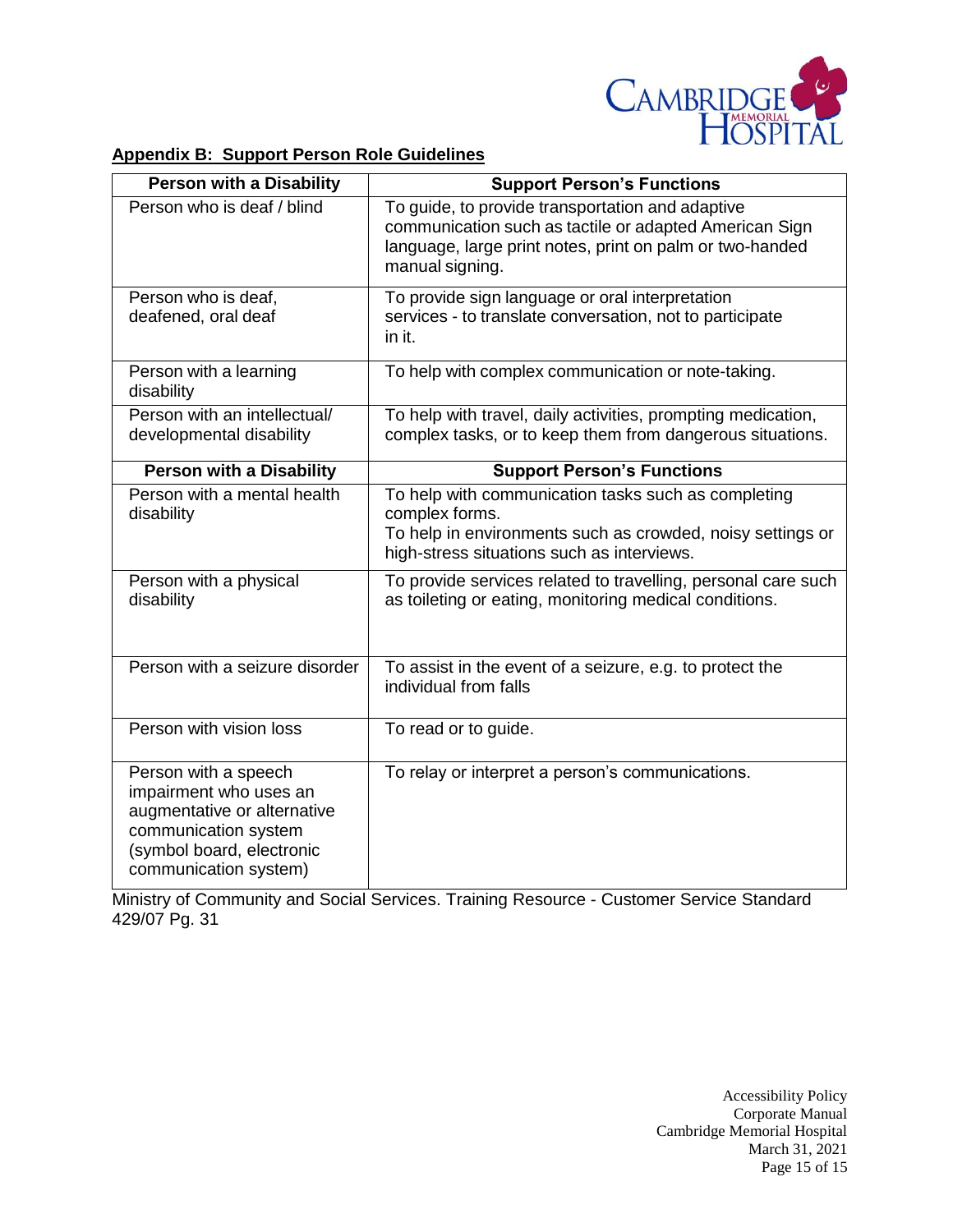## Appendix B: Support Person Role Guidelines

| Person with a Disability | Support Person's Functions |
|---|---|
| Person who is deaf / blind | To guide, to provide transportation and adaptive communication such as tactile or adapted American Sign language, large print notes, print on palm or two-handed manual signing. |
| Person who is deaf, deafened, oral deaf | To provide sign language or oral interpretation services - to translate conversation, not to participate in it. |
| Person with a learning disability | To help with complex communication or note-taking. |
| Person with an intellectual/ developmental disability | To help with travel, daily activities, prompting medication, complex tasks, or to keep them from dangerous situations. |
| **Person with a Disability** | **Support Person's Functions** |
| Person with a mental health disability | To help with communication tasks such as completing complex forms.<br>To help in environments such as crowded, noisy settings or high-stress situations such as interviews. |
| Person with a physical disability | To provide services related to travelling, personal care such as toileting or eating, monitoring medical conditions. |
| Person with a seizure disorder | To assist in the event of a seizure, e.g. to protect the individual from falls |
| Person with vision loss | To read or to guide. |
| Person with a speech impairment who uses an augmentative or alternative communication system (symbol board, electronic communication system) | To relay or interpret a person's communications. |

Ministry of Community and Social Services. Training Resource - Customer Service Standard 429/07 Pg. 31